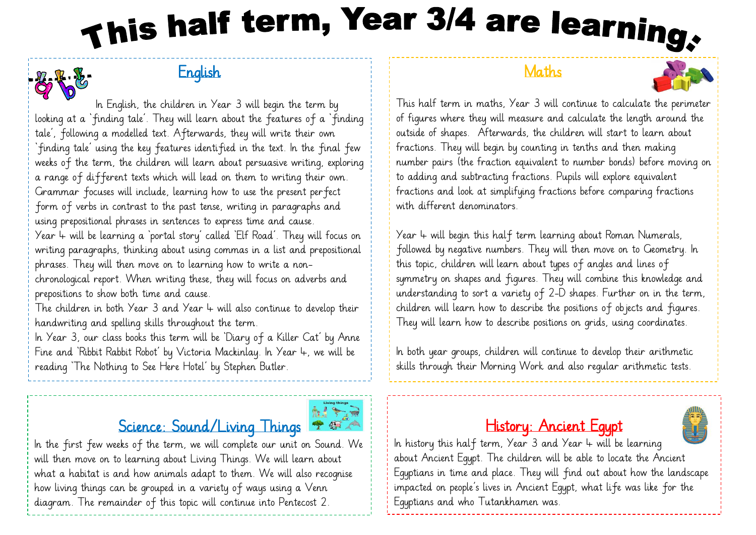# This half term, Year 3/4 are learning:

## English

In English, the children in Year 3 will begin the term by looking at a 'finding tale'. They will learn about the features of a 'finding tale', following a modelled text. Afterwards, they will write their own 'finding tale' using the key features identified in the text. In the final few weeks of the term, the children will learn about persuasive writing, exploring a range of different texts which will lead on them to writing their own. Grammar focuses will include, learning how to use the present perfect form of verbs in contrast to the past tense, writing in paragraphs and using prepositional phrases in sentences to express time and cause.

Year 4 will be learning a 'portal story' called 'Elf Road'. They will focus on writing paragraphs, thinking about using commas in a list and prepositional phrases. They will then move on to learning how to write a non-chronological report. When writing these, they will focus on adverbs and prepositions to show both time and cause.

The children in both Year 3 and Year 4 will also continue to develop their handwriting and spelling skills throughout the term.

In Year 3, our class books this term will be 'Diary of a Killer Cat' by Anne Fine and 'Ribbit Rabbit Robot' by Victoria Mackinlay. In Year 4, we will be reading 'The Nothing to See Here Hotel' by Stephen Butler.

## Maths

This half term in maths, Year 3 will continue to calculate the perimeter of figures where they will measure and calculate the length around the outside of shapes. Afterwards, the children will start to learn about fractions. They will begin by counting in tenths and then making number pairs (the fraction equivalent to number bonds) before moving on to adding and subtracting fractions. Pupils will explore equivalent fractions and look at simplifying fractions before comparing fractions with different denominators.

Year 4 will begin this half term learning about Roman Numerals, followed by negative numbers. They will then move on to Geometry. In this topic, children will learn about types of angles and lines of symmetry on shapes and figures. They will combine this knowledge and understanding to sort a variety of 2-D shapes. Further on in the term, children will learn how to describe the positions of objects and figures. They will learn how to describe positions on grids, using coordinates.

In both year groups, children will continue to develop their arithmetic skills through their Morning Work and also regular arithmetic tests.

## Science: Sound/Living Things

In the first few weeks of the term, we will complete our unit on Sound. We will then move on to learning about Living Things. We will learn about what a habitat is and how animals adapt to them. We will also recognise how living things can be grouped in a variety of ways using a Venn diagram. The remainder of this topic will continue into Pentecost 2.

## History: Ancient Egypt

In history this half term, Year 3 and Year 4 will be learning about Ancient Egypt. The children will be able to locate the Ancient Egyptians in time and place. They will find out about how the landscape impacted on people's lives in Ancient Egypt, what life was like for the Egyptians and who Tutankhamen was.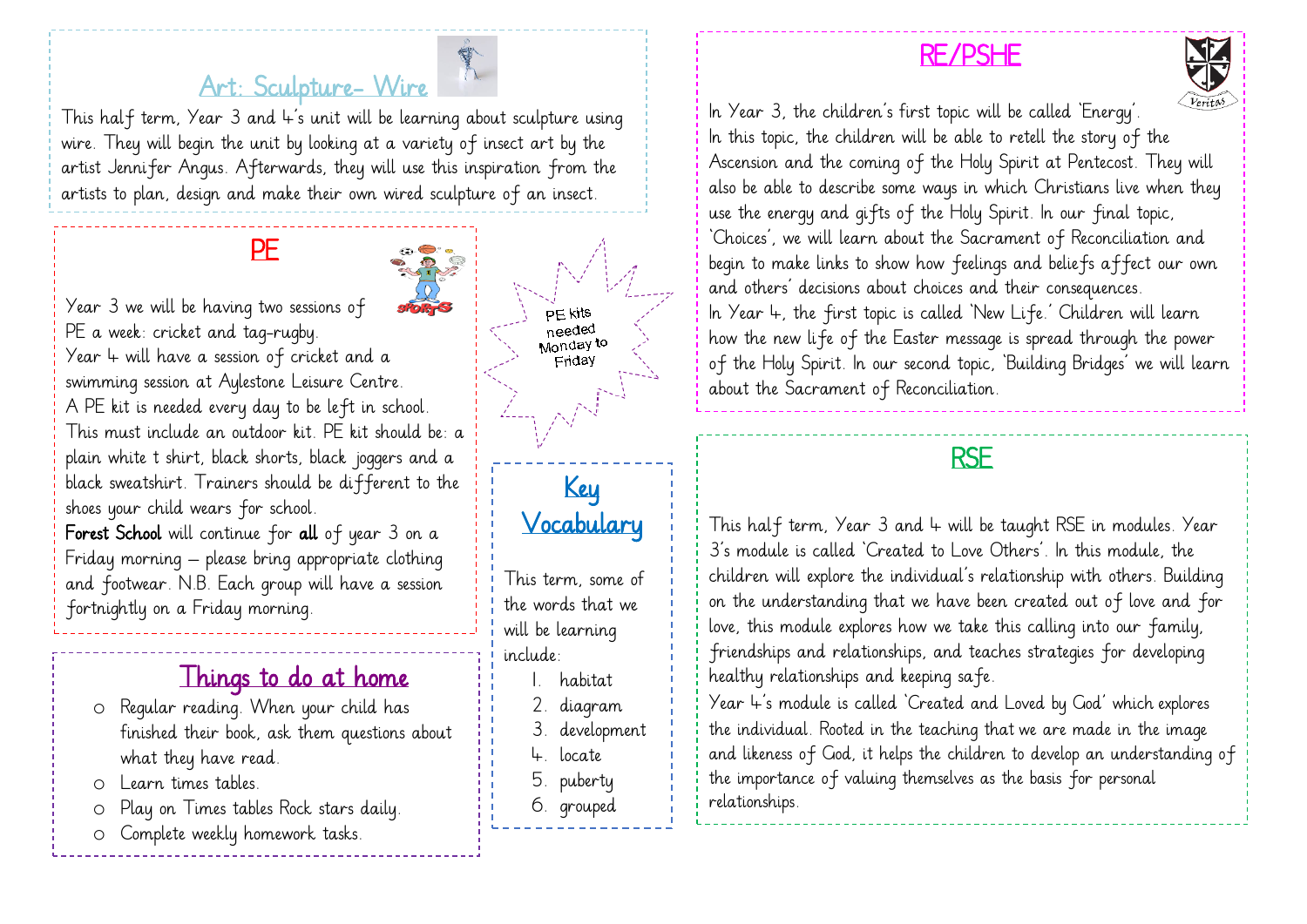## Art: Sculpture- Wire

This half term, Year 3 and 4's unit will be learning about sculpture using wire. They will begin the unit by looking at a variety of insect art by the artist Jennifer Angus. Afterwards, they will use this inspiration from the artists to plan, design and make their own wired sculpture of an insect.

## PE

Year 3 we will be having two sessions of PE a week: cricket and tag-rugby.
Year 4 will have a session of cricket and a swimming session at Aylestone Leisure Centre.
A PE kit is needed every day to be left in school. This must include an outdoor kit. PE kit should be: a plain white t shirt, black shorts, black joggers and a black sweatshirt. Trainers should be different to the shoes your child wears for school.
**Forest School** will continue for **all** of year 3 on a Friday morning – please bring appropriate clothing and footwear. N.B. Each group will have a session fortnightly on a Friday morning.

PE kits needed Monday to Friday

## Things to do at home

- Regular reading. When your child has finished their book, ask them questions about what they have read.
- Learn times tables.
- Play on Times tables Rock stars daily.
- Complete weekly homework tasks.

## Key Vocabulary

This term, some of the words that we will be learning include:

1. habitat
2. diagram
3. development
4. locate
5. puberty
6. grouped

## RE/PSHE

In Year 3, the children's first topic will be called 'Energy'. In this topic, the children will be able to retell the story of the Ascension and the coming of the Holy Spirit at Pentecost. They will also be able to describe some ways in which Christians live when they use the energy and gifts of the Holy Spirit. In our final topic, 'Choices', we will learn about the Sacrament of Reconciliation and begin to make links to show how feelings and beliefs affect our own and others' decisions about choices and their consequences.
In Year 4, the first topic is called 'New Life.' Children will learn how the new life of the Easter message is spread through the power of the Holy Spirit. In our second topic, 'Building Bridges' we will learn about the Sacrament of Reconciliation.

## RSE

This half term, Year 3 and 4 will be taught RSE in modules. Year 3's module is called 'Created to Love Others'. In this module, the children will explore the individual's relationship with others. Building on the understanding that we have been created out of love and for love, this module explores how we take this calling into our family, friendships and relationships, and teaches strategies for developing healthy relationships and keeping safe.
Year 4's module is called 'Created and Loved by God' which explores the individual. Rooted in the teaching that we are made in the image and likeness of God, it helps the children to develop an understanding of the importance of valuing themselves as the basis for personal relationships.